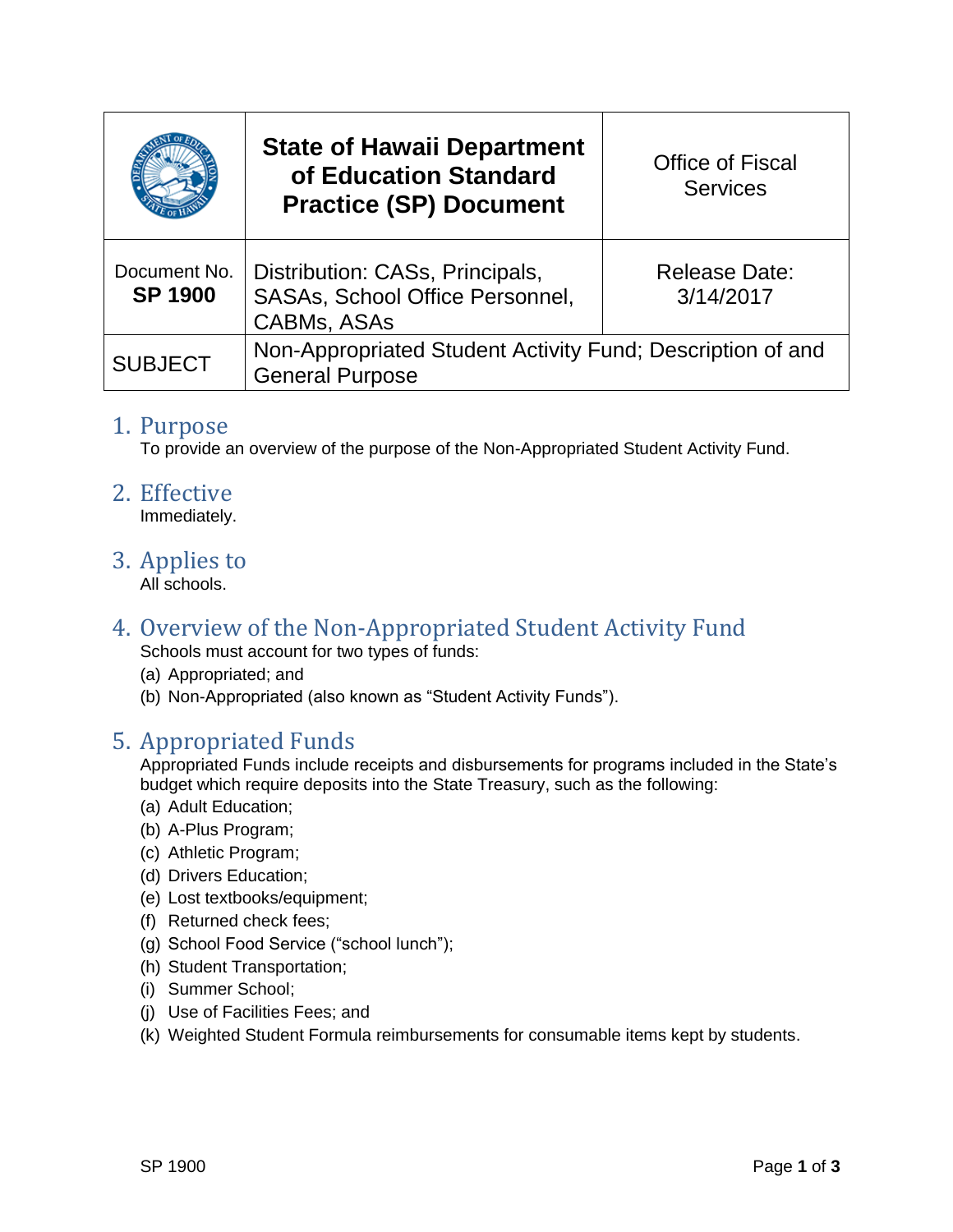| | State of Hawaii Department of Education Standard Practice (SP) Document | Office of Fiscal Services |
|---|---|---|
| Document No. **SP 1900** | Distribution: CASs, Principals, SASAs, School Office Personnel, CABMs, ASAs | Release Date: 3/14/2017 |
| SUBJECT | Non-Appropriated Student Activity Fund; Description of and General Purpose | |

## 1. Purpose

To provide an overview of the purpose of the Non-Appropriated Student Activity Fund.

## 2. Effective

Immediately.

## 3. Applies to

All schools.

## 4. Overview of the Non-Appropriated Student Activity Fund

Schools must account for two types of funds:

(a) Appropriated; and
(b) Non-Appropriated (also known as "Student Activity Funds").

## 5. Appropriated Funds

Appropriated Funds include receipts and disbursements for programs included in the State's budget which require deposits into the State Treasury, such as the following:

(a) Adult Education;
(b) A-Plus Program;
(c) Athletic Program;
(d) Drivers Education;
(e) Lost textbooks/equipment;
(f) Returned check fees;
(g) School Food Service ("school lunch");
(h) Student Transportation;
(i) Summer School;
(j) Use of Facilities Fees; and
(k) Weighted Student Formula reimbursements for consumable items kept by students.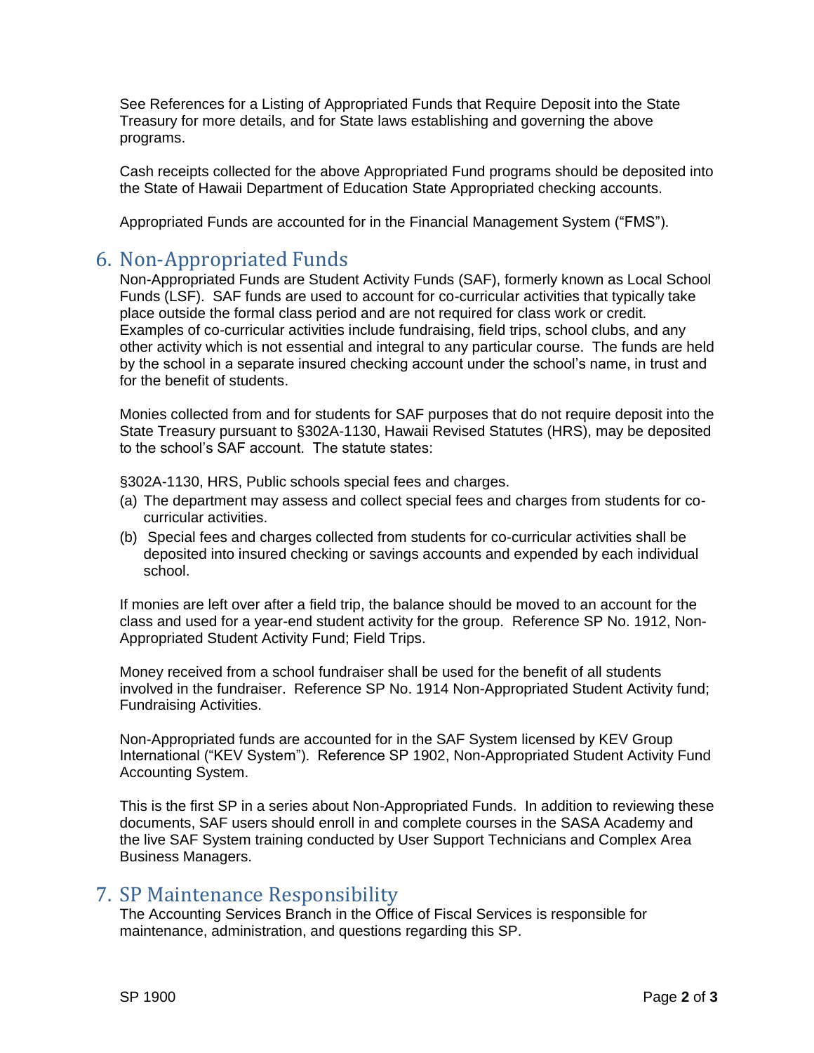See References for a Listing of Appropriated Funds that Require Deposit into the State Treasury for more details, and for State laws establishing and governing the above programs.

Cash receipts collected for the above Appropriated Fund programs should be deposited into the State of Hawaii Department of Education State Appropriated checking accounts.

Appropriated Funds are accounted for in the Financial Management System ("FMS").

## 6. Non-Appropriated Funds

Non-Appropriated Funds are Student Activity Funds (SAF), formerly known as Local School Funds (LSF). SAF funds are used to account for co-curricular activities that typically take place outside the formal class period and are not required for class work or credit. Examples of co-curricular activities include fundraising, field trips, school clubs, and any other activity which is not essential and integral to any particular course. The funds are held by the school in a separate insured checking account under the school's name, in trust and for the benefit of students.

Monies collected from and for students for SAF purposes that do not require deposit into the State Treasury pursuant to §302A-1130, Hawaii Revised Statutes (HRS), may be deposited to the school's SAF account. The statute states:

§302A-1130, HRS, Public schools special fees and charges.

(a) The department may assess and collect special fees and charges from students for co-curricular activities.

(b) Special fees and charges collected from students for co-curricular activities shall be deposited into insured checking or savings accounts and expended by each individual school.

If monies are left over after a field trip, the balance should be moved to an account for the class and used for a year-end student activity for the group. Reference SP No. 1912, Non-Appropriated Student Activity Fund; Field Trips.

Money received from a school fundraiser shall be used for the benefit of all students involved in the fundraiser. Reference SP No. 1914 Non-Appropriated Student Activity fund; Fundraising Activities.

Non-Appropriated funds are accounted for in the SAF System licensed by KEV Group International ("KEV System"). Reference SP 1902, Non-Appropriated Student Activity Fund Accounting System.

This is the first SP in a series about Non-Appropriated Funds. In addition to reviewing these documents, SAF users should enroll in and complete courses in the SASA Academy and the live SAF System training conducted by User Support Technicians and Complex Area Business Managers.

## 7. SP Maintenance Responsibility

The Accounting Services Branch in the Office of Fiscal Services is responsible for maintenance, administration, and questions regarding this SP.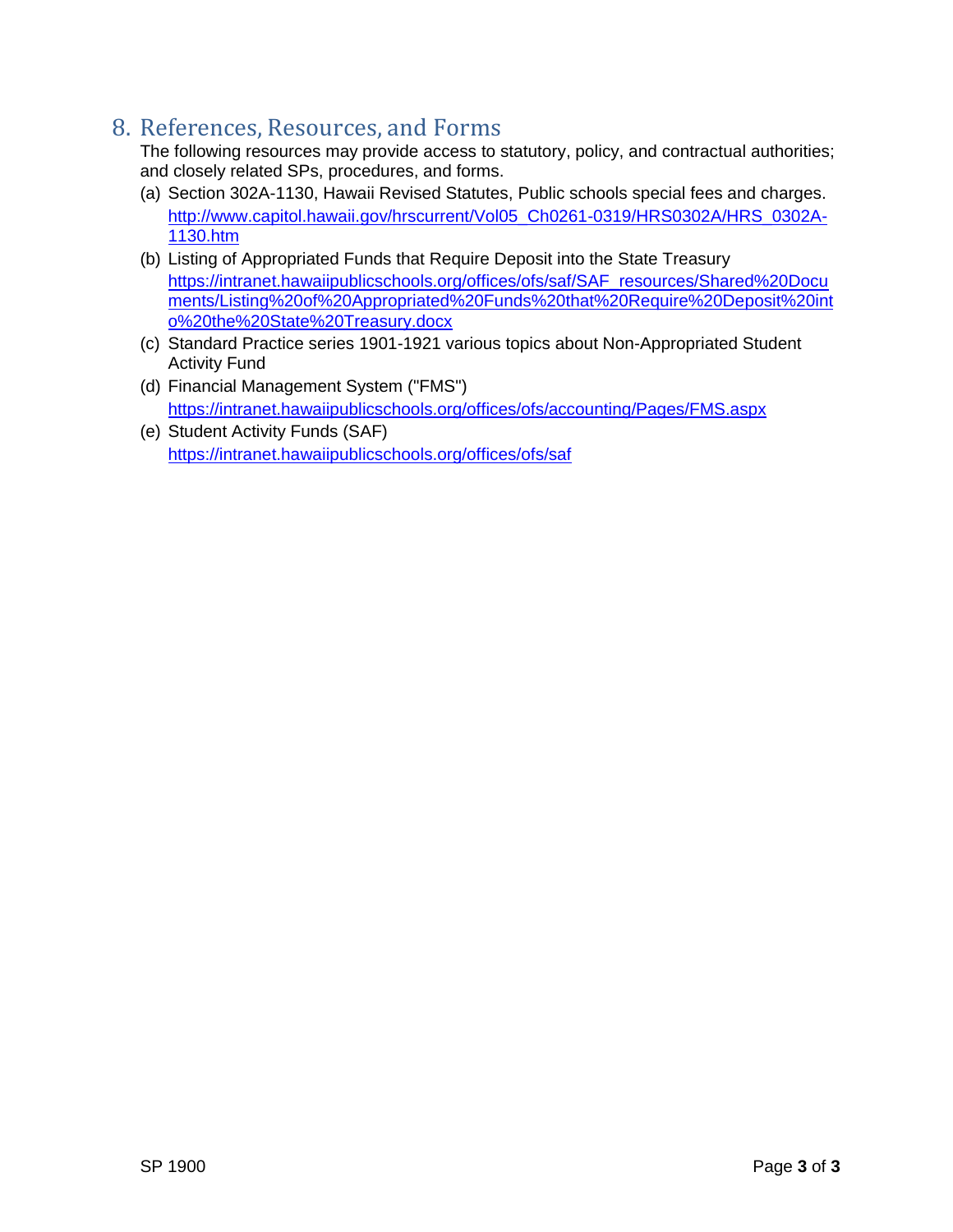## 8. References, Resources, and Forms

The following resources may provide access to statutory, policy, and contractual authorities; and closely related SPs, procedures, and forms.

(a) Section 302A-1130, Hawaii Revised Statutes, Public schools special fees and charges.
[http://www.capitol.hawaii.gov/hrscurrent/Vol05_Ch0261-0319/HRS0302A/HRS_0302A-1130.htm](http://www.capitol.hawaii.gov/hrscurrent/Vol05_Ch0261-0319/HRS0302A/HRS_0302A-1130.htm)

(b) Listing of Appropriated Funds that Require Deposit into the State Treasury
[https://intranet.hawaiipublicschools.org/offices/ofs/saf/SAF_resources/Shared%20Documents/Listing%20of%20Appropriated%20Funds%20that%20Require%20Deposit%20into%20the%20State%20Treasury.docx](https://intranet.hawaiipublicschools.org/offices/ofs/saf/SAF_resources/Shared%20Documents/Listing%20of%20Appropriated%20Funds%20that%20Require%20Deposit%20into%20the%20State%20Treasury.docx)

(c) Standard Practice series 1901-1921 various topics about Non-Appropriated Student Activity Fund

(d) Financial Management System ("FMS")
[https://intranet.hawaiipublicschools.org/offices/ofs/accounting/Pages/FMS.aspx](https://intranet.hawaiipublicschools.org/offices/ofs/accounting/Pages/FMS.aspx)

(e) Student Activity Funds (SAF)
[https://intranet.hawaiipublicschools.org/offices/ofs/saf](https://intranet.hawaiipublicschools.org/offices/ofs/saf)